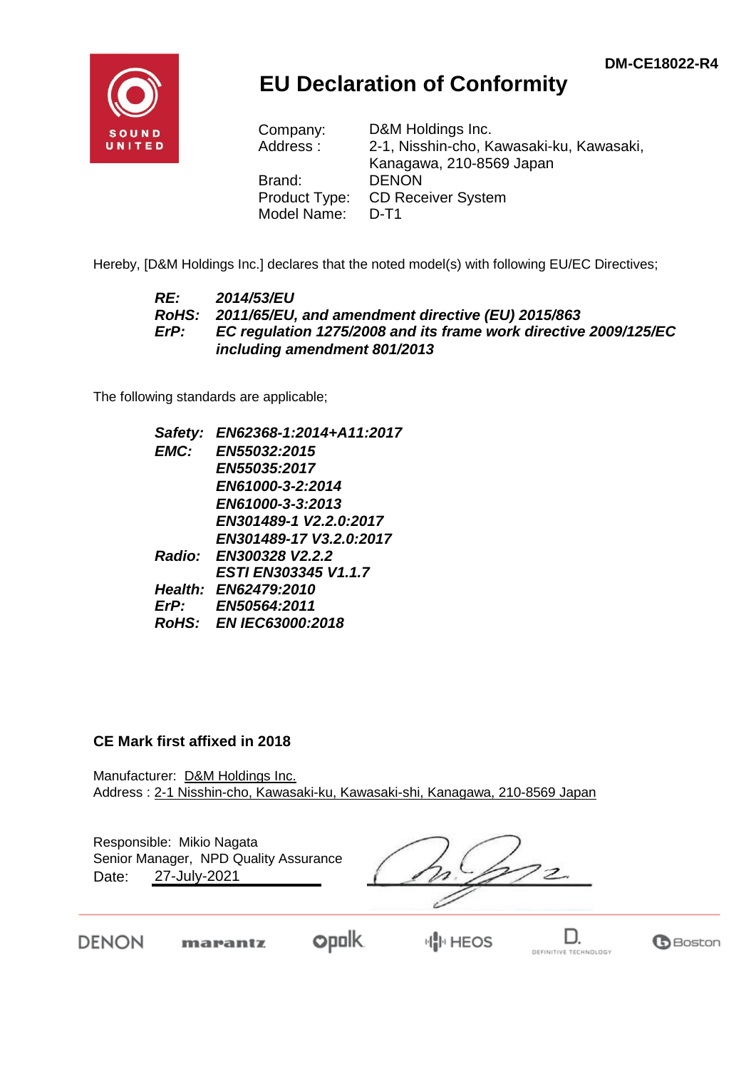DM-CE18022-R4

SOUND UNITED

# EU Declaration of Conformity

| | |
|---|---|
| Company: | D&M Holdings Inc. |
| Address : | 2-1, Nisshin-cho, Kawasaki-ku, Kawasaki, Kanagawa, 210-8569 Japan |
| Brand: | DENON |
| Product Type: | CD Receiver System |
| Model Name: | D-T1 |

Hereby, [D&M Holdings Inc.] declares that the noted model(s) with following EU/EC Directives;

| | |
|---|---|
| ***RE:*** | ***2014/53/EU*** |
| ***RoHS:*** | ***2011/65/EU, and amendment directive (EU) 2015/863*** |
| ***ErP:*** | ***EC regulation 1275/2008 and its frame work directive 2009/125/EC including amendment 801/2013*** |

The following standards are applicable;

| | |
|---|---|
| ***Safety:*** | ***EN62368-1:2014+A11:2017*** |
| ***EMC:*** | ***EN55032:2015*** |
| | ***EN55035:2017*** |
| | ***EN61000-3-2:2014*** |
| | ***EN61000-3-3:2013*** |
| | ***EN301489-1 V2.2.0:2017*** |
| | ***EN301489-17 V3.2.0:2017*** |
| ***Radio:*** | ***EN300328 V2.2.2*** |
| | ***ESTI EN303345 V1.1.7*** |
| ***Health:*** | ***EN62479:2010*** |
| ***ErP:*** | ***EN50564:2011*** |
| ***RoHS:*** | ***EN IEC63000:2018*** |

**CE Mark first affixed in 2018**

Manufacturer: D&M Holdings Inc.
Address : 2-1 Nisshin-cho, Kawasaki-ku, Kawasaki-shi, Kanagawa, 210-8569 Japan

Responsible: Mikio Nagata
Senior Manager, NPD Quality Assurance
Date: 27-July-2021

DENON marantz polk HEOS D. DEFINITIVE TECHNOLOGY Boston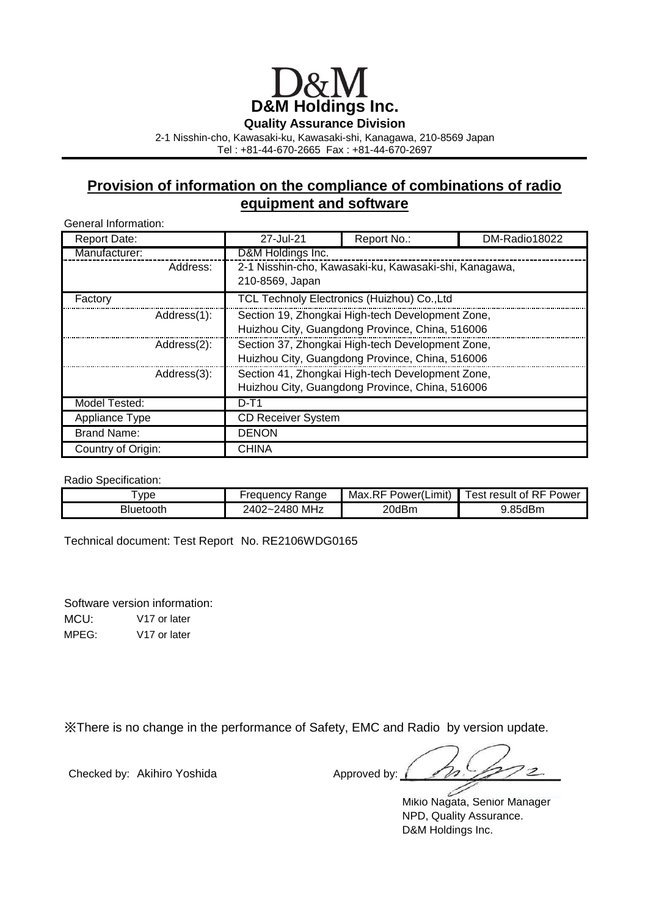# D&M

**D&M Holdings Inc.**

**Quality Assurance Division**

2-1 Nisshin-cho, Kawasaki-ku, Kawasaki-shi, Kanagawa, 210-8569 Japan
Tel : +81-44-670-2665 Fax : +81-44-670-2697

## Provision of information on the compliance of combinations of radio equipment and software

General Information:

| | | | |
|---|---|---|---|
| Report Date: | 27-Jul-21 | Report No.: | DM-Radio18022 |
| Manufacturer: | D&M Holdings Inc. | | |
| Address: | 2-1 Nisshin-cho, Kawasaki-ku, Kawasaki-shi, Kanagawa, 210-8569, Japan | | |
| Factory | TCL Technoly Electronics (Huizhou) Co.,Ltd | | |
| Address(1): | Section 19, Zhongkai High-tech Development Zone, Huizhou City, Guangdong Province, China, 516006 | | |
| Address(2): | Section 37, Zhongkai High-tech Development Zone, Huizhou City, Guangdong Province, China, 516006 | | |
| Address(3): | Section 41, Zhongkai High-tech Development Zone, Huizhou City, Guangdong Province, China, 516006 | | |
| Model Tested: | D-T1 | | |
| Appliance Type | CD Receiver System | | |
| Brand Name: | DENON | | |
| Country of Origin: | CHINA | | |

Radio Specification:

| Type | Frequency Range | Max.RF Power(Limit) | Test result of RF Power |
|---|---|---|---|
| Bluetooth | 2402~2480 MHz | 20dBm | 9.85dBm |

Technical document: Test Report No. RE2106WDG0165

Software version information:

MCU: V17 or later

MPEG: V17 or later

※There is no change in the performance of Safety, EMC and Radio by version update.

Checked by: Akihiro Yoshida

Approved by:

Mikio Nagata, Senior Manager
NPD, Quality Assurance.
D&M Holdings Inc.